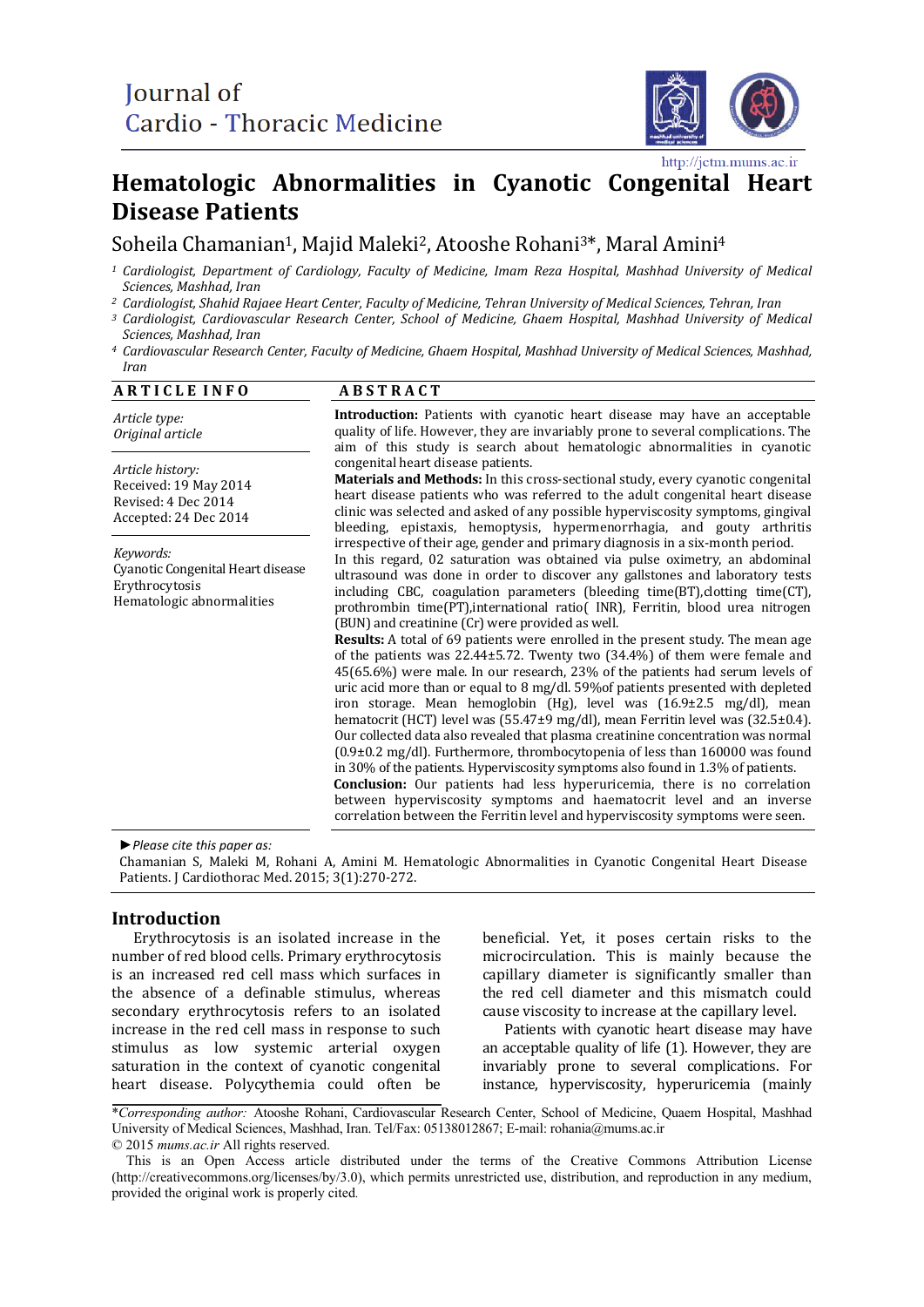Journal of Cardio - Thoracic Medicine

http://jctm.mums.ac.ir

# Hematologic Abnormalities in Cyanotic Congenital Heart Disease Patients

Soheila Chamanian[1], Majid Maleki[2], Atooshe Rohani[3]*, Maral Amini[4]

[1] Cardiologist, Department of Cardiology, Faculty of Medicine, Imam Reza Hospital, Mashhad University of Medical Sciences, Mashhad, Iran

[2] Cardiologist, Shahid Rajaee Heart Center, Faculty of Medicine, Tehran University of Medical Sciences, Tehran, Iran

[3] Cardiologist, Cardiovascular Research Center, School of Medicine, Ghaem Hospital, Mashhad University of Medical Sciences, Mashhad, Iran

[4] Cardiovascular Research Center, Faculty of Medicine, Ghaem Hospital, Mashhad University of Medical Sciences, Mashhad, Iran

## ARTICLE INFO

*Article type:*
*Original article*

*Article history:*
Received: 19 May 2014
Revised: 4 Dec 2014
Accepted: 24 Dec 2014

*Keywords:*
Cyanotic Congenital Heart disease
Erythrocytosis
Hematologic abnormalities

## ABSTRACT

**Introduction:** Patients with cyanotic heart disease may have an acceptable quality of life. However, they are invariably prone to several complications. The aim of this study is search about hematologic abnormalities in cyanotic congenital heart disease patients.

**Materials and Methods:** In this cross-sectional study, every cyanotic congenital heart disease patients who was referred to the adult congenital heart disease clinic was selected and asked of any possible hyperviscosity symptoms, gingival bleeding, epistaxis, hemoptysis, hypermenorrhagia, and gouty arthritis irrespective of their age, gender and primary diagnosis in a six-month period.
In this regard, 02 saturation was obtained via pulse oximetry, an abdominal ultrasound was done in order to discover any gallstones and laboratory tests including CBC, coagulation parameters (bleeding time(BT),clotting time(CT), prothrombin time(PT),international ratio( INR), Ferritin, blood urea nitrogen (BUN) and creatinine (Cr) were provided as well.

**Results:** A total of 69 patients were enrolled in the present study. The mean age of the patients was 22.44±5.72. Twenty two (34.4%) of them were female and 45(65.6%) were male. In our research, 23% of the patients had serum levels of uric acid more than or equal to 8 mg/dl. 59%of patients presented with depleted iron storage. Mean hemoglobin (Hg), level was (16.9±2.5 mg/dl), mean hematocrit (HCT) level was (55.47±9 mg/dl), mean Ferritin level was (32.5±0.4). Our collected data also revealed that plasma creatinine concentration was normal (0.9±0.2 mg/dl). Furthermore, thrombocytopenia of less than 160000 was found in 30% of the patients. Hyperviscosity symptoms also found in 1.3% of patients.

**Conclusion:** Our patients had less hyperuricemia, there is no correlation between hyperviscosity symptoms and haematocrit level and an inverse correlation between the Ferritin level and hyperviscosity symptoms were seen.

►*Please cite this paper as:*
Chamanian S, Maleki M, Rohani A, Amini M. Hematologic Abnormalities in Cyanotic Congenital Heart Disease Patients. J Cardiothorac Med. 2015; 3(1):270-272.

## Introduction

Erythrocytosis is an isolated increase in the number of red blood cells. Primary erythrocytosis is an increased red cell mass which surfaces in the absence of a definable stimulus, whereas secondary erythrocytosis refers to an isolated increase in the red cell mass in response to such stimulus as low systemic arterial oxygen saturation in the context of cyanotic congenital heart disease. Polycythemia could often be beneficial. Yet, it poses certain risks to the microcirculation. This is mainly because the capillary diameter is significantly smaller than the red cell diameter and this mismatch could cause viscosity to increase at the capillary level.

Patients with cyanotic heart disease may have an acceptable quality of life (1). However, they are invariably prone to several complications. For instance, hyperviscosity, hyperuricemia (mainly

*\*Corresponding author:* Atooshe Rohani, Cardiovascular Research Center, School of Medicine, Quaem Hospital, Mashhad University of Medical Sciences, Mashhad, Iran. Tel/Fax: 05138012867; E-mail: rohania@mums.ac.ir
© 2015 *mums.ac.ir* All rights reserved.
This is an Open Access article distributed under the terms of the Creative Commons Attribution License (http://creativecommons.org/licenses/by/3.0), which permits unrestricted use, distribution, and reproduction in any medium, provided the original work is properly cited.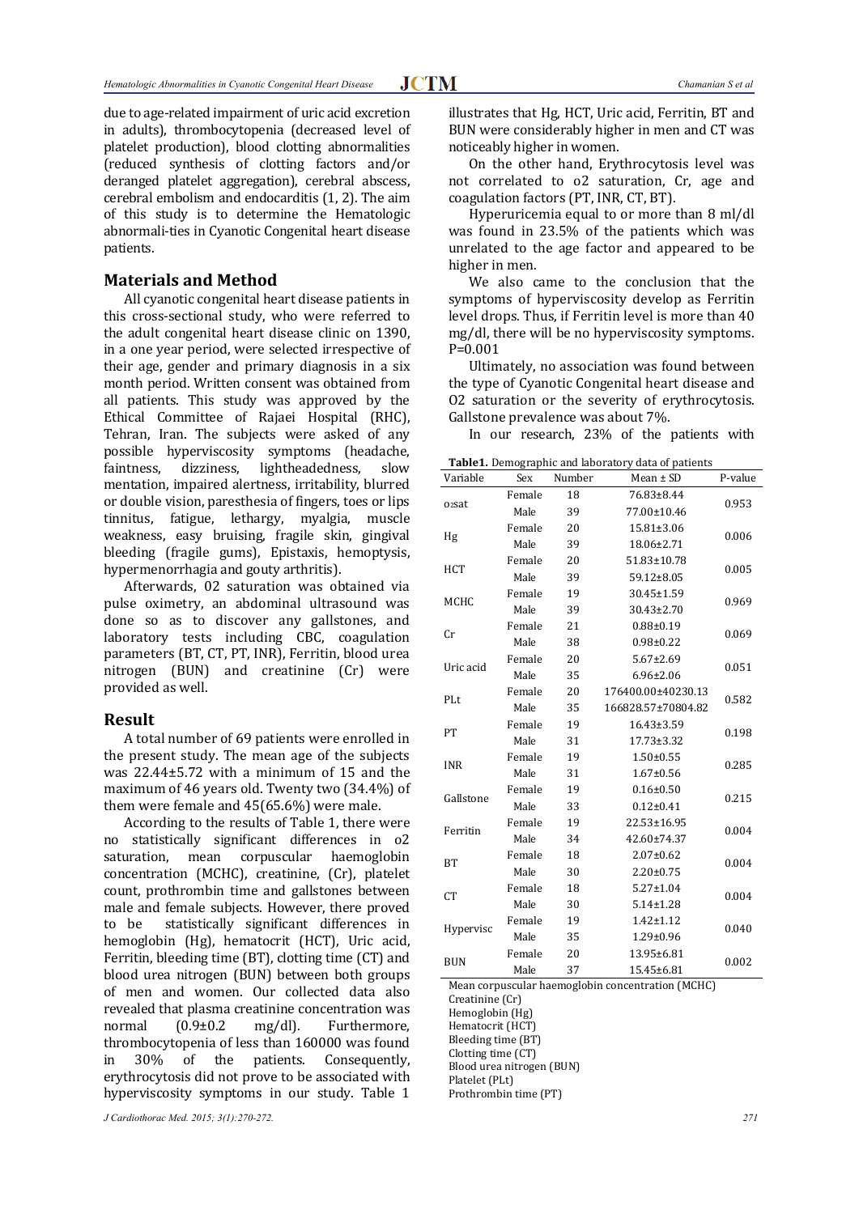due to age-related impairment of uric acid excretion in adults), thrombocytopenia (decreased level of platelet production), blood clotting abnormalities (reduced synthesis of clotting factors and/or deranged platelet aggregation), cerebral abscess, cerebral embolism and endocarditis (1, 2). The aim of this study is to determine the Hematologic abnormali-ties in Cyanotic Congenital heart disease patients.

## Materials and Method

All cyanotic congenital heart disease patients in this cross-sectional study, who were referred to the adult congenital heart disease clinic on 1390, in a one year period, were selected irrespective of their age, gender and primary diagnosis in a six month period. Written consent was obtained from all patients. This study was approved by the Ethical Committee of Rajaei Hospital (RHC), Tehran, Iran. The subjects were asked of any possible hyperviscosity symptoms (headache, faintness, dizziness, lightheadedness, slow mentation, impaired alertness, irritability, blurred or double vision, paresthesia of fingers, toes or lips tinnitus, fatigue, lethargy, myalgia, muscle weakness, easy bruising, fragile skin, gingival bleeding (fragile gums), Epistaxis, hemoptysis, hypermenorrhagia and gouty arthritis).

Afterwards, 02 saturation was obtained via pulse oximetry, an abdominal ultrasound was done so as to discover any gallstones, and laboratory tests including CBC, coagulation parameters (BT, CT, PT, INR), Ferritin, blood urea nitrogen (BUN) and creatinine (Cr) were provided as well.

## Result

A total number of 69 patients were enrolled in the present study. The mean age of the subjects was 22.44±5.72 with a minimum of 15 and the maximum of 46 years old. Twenty two (34.4%) of them were female and 45(65.6%) were male.

According to the results of Table 1, there were no statistically significant differences in o2 saturation, mean corpuscular haemoglobin concentration (MCHC), creatinine, (Cr), platelet count, prothrombin time and gallstones between male and female subjects. However, there proved to be statistically significant differences in hemoglobin (Hg), hematocrit (HCT), Uric acid, Ferritin, bleeding time (BT), clotting time (CT) and blood urea nitrogen (BUN) between both groups of men and women. Our collected data also revealed that plasma creatinine concentration was normal (0.9±0.2 mg/dl). Furthermore, thrombocytopenia of less than 160000 was found in 30% of the patients. Consequently, erythrocytosis did not prove to be associated with hyperviscosity symptoms in our study. Table 1 illustrates that Hg, HCT, Uric acid, Ferritin, BT and BUN were considerably higher in men and CT was noticeably higher in women.

On the other hand, Erythrocytosis level was not correlated to o2 saturation, Cr, age and coagulation factors (PT, INR, CT, BT).

Hyperuricemia equal to or more than 8 ml/dl was found in 23.5% of the patients which was unrelated to the age factor and appeared to be higher in men.

We also came to the conclusion that the symptoms of hyperviscosity develop as Ferritin level drops. Thus, if Ferritin level is more than 40 mg/dl, there will be no hyperviscosity symptoms. P=0.001

Ultimately, no association was found between the type of Cyanotic Congenital heart disease and O2 saturation or the severity of erythrocytosis. Gallstone prevalence was about 7%.

In our research, 23% of the patients with

**Table1.** Demographic and laboratory data of patients

| Variable | Sex | Number | Mean ± SD | P-value |
|---|---|---|---|---|
| $O_2$sat | Female | 18 | 76.83±8.44 | 0.953 |
| | Male | 39 | 77.00±10.46 | |
| Hg | Female | 20 | 15.81±3.06 | 0.006 |
| | Male | 39 | 18.06±2.71 | |
| HCT | Female | 20 | 51.83±10.78 | 0.005 |
| | Male | 39 | 59.12±8.05 | |
| MCHC | Female | 19 | 30.45±1.59 | 0.969 |
| | Male | 39 | 30.43±2.70 | |
| Cr | Female | 21 | 0.88±0.19 | 0.069 |
| | Male | 38 | 0.98±0.22 | |
| Uric acid | Female | 20 | 5.67±2.69 | 0.051 |
| | Male | 35 | 6.96±2.06 | |
| PLt | Female | 20 | 176400.00±40230.13 | 0.582 |
| | Male | 35 | 166828.57±70804.82 | |
| PT | Female | 19 | 16.43±3.59 | 0.198 |
| | Male | 31 | 17.73±3.32 | |
| INR | Female | 19 | 1.50±0.55 | 0.285 |
| | Male | 31 | 1.67±0.56 | |
| Gallstone | Female | 19 | 0.16±0.50 | 0.215 |
| | Male | 33 | 0.12±0.41 | |
| Ferritin | Female | 19 | 22.53±16.95 | 0.004 |
| | Male | 34 | 42.60±74.37 | |
| BT | Female | 18 | 2.07±0.62 | 0.004 |
| | Male | 30 | 2.20±0.75 | |
| CT | Female | 18 | 5.27±1.04 | 0.004 |
| | Male | 30 | 5.14±1.28 | |
| Hypervisc | Female | 19 | 1.42±1.12 | 0.040 |
| | Male | 35 | 1.29±0.96 | |
| BUN | Female | 20 | 13.95±6.81 | 0.002 |
| | Male | 37 | 15.45±6.81 | |

Mean corpuscular haemoglobin concentration (MCHC)
Creatinine (Cr)
Hemoglobin (Hg)
Hematocrit (HCT)
Bleeding time (BT)
Clotting time (CT)
Blood urea nitrogen (BUN)
Platelet (PLt)
Prothrombin time (PT)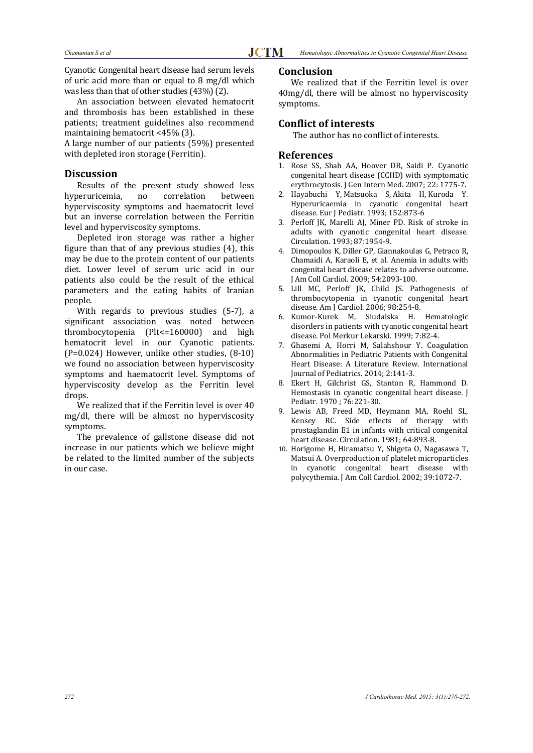Cyanotic Congenital heart disease had serum levels of uric acid more than or equal to 8 mg/dl which was less than that of other studies (43%) (2).

An association between elevated hematocrit and thrombosis has been established in these patients; treatment guidelines also recommend maintaining hematocrit <45% (3).

A large number of our patients (59%) presented with depleted iron storage (Ferritin).

## Discussion

Results of the present study showed less hyperuricemia, no correlation between hyperviscosity symptoms and haematocrit level but an inverse correlation between the Ferritin level and hyperviscosity symptoms.

Depleted iron storage was rather a higher figure than that of any previous studies (4), this may be due to the protein content of our patients diet. Lower level of serum uric acid in our patients also could be the result of the ethical parameters and the eating habits of Iranian people.

With regards to previous studies (5-7), a significant association was noted between thrombocytopenia (Plt<=160000) and high hematocrit level in our Cyanotic patients. (P=0.024) However, unlike other studies, (8-10) we found no association between hyperviscosity symptoms and haematocrit level. Symptoms of hyperviscosity develop as the Ferritin level drops.

We realized that if the Ferritin level is over 40 mg/dl, there will be almost no hyperviscosity symptoms.

The prevalence of gallstone disease did not increase in our patients which we believe might be related to the limited number of the subjects in our case.

## Conclusion

We realized that if the Ferritin level is over 40mg/dl, there will be almost no hyperviscosity symptoms.

## Conflict of interests

The author has no conflict of interests.

## References

1. Rose SS, Shah AA, Hoover DR, Saidi P. Cyanotic congenital heart disease (CCHD) with symptomatic erythrocytosis. J Gen Intern Med. 2007; 22: 1775-7.
2. Hayabuchi Y, Matsuoka S, Akita H, Kuroda Y. Hyperuricaemia in cyanotic congenital heart disease. Eur J Pediatr. 1993; 152:873-6
3. Perloff JK, Marelli AJ, Miner PD. Risk of stroke in adults with cyanotic congenital heart disease. Circulation. 1993; 87:1954-9.
4. Dimopoulos K, Diller GP, Giannakoulas G, Petraco R, Chamaidi A, Karaoli E, et al. Anemia in adults with congenital heart disease relates to adverse outcome. J Am Coll Cardiol. 2009; 54:2093-100.
5. Lill MC, Perloff JK, Child JS. Pathogenesis of thrombocytopenia in cyanotic congenital heart disease. Am J Cardiol. 2006; 98:254-8.
6. Kumor-Kurek M, Siudalska H. Hematologic disorders in patients with cyanotic congenital heart disease. Pol Merkur Lekarski. 1999; 7:82-4.
7. Ghasemi A, Horri M, Salahshour Y. Coagulation Abnormalities in Pediatric Patients with Congenital Heart Disease: A Literature Review. International Journal of Pediatrics. 2014; 2:141-3.
8. Ekert H, Gilchrist GS, Stanton R, Hammond D. Hemostasis in cyanotic congenital heart disease. J Pediatr. 1970 ; 76:221-30.
9. Lewis AB, Freed MD, Heymann MA, Roehl SL, Kensey RC. Side effects of therapy with prostaglandin E1 in infants with critical congenital heart disease. Circulation. 1981; 64:893-8.
10. Horigome H, Hiramatsu Y, Shigeta O, Nagasawa T, Matsui A. Overproduction of platelet microparticles in cyanotic congenital heart disease with polycythemia. J Am Coll Cardiol. 2002; 39:1072-7.